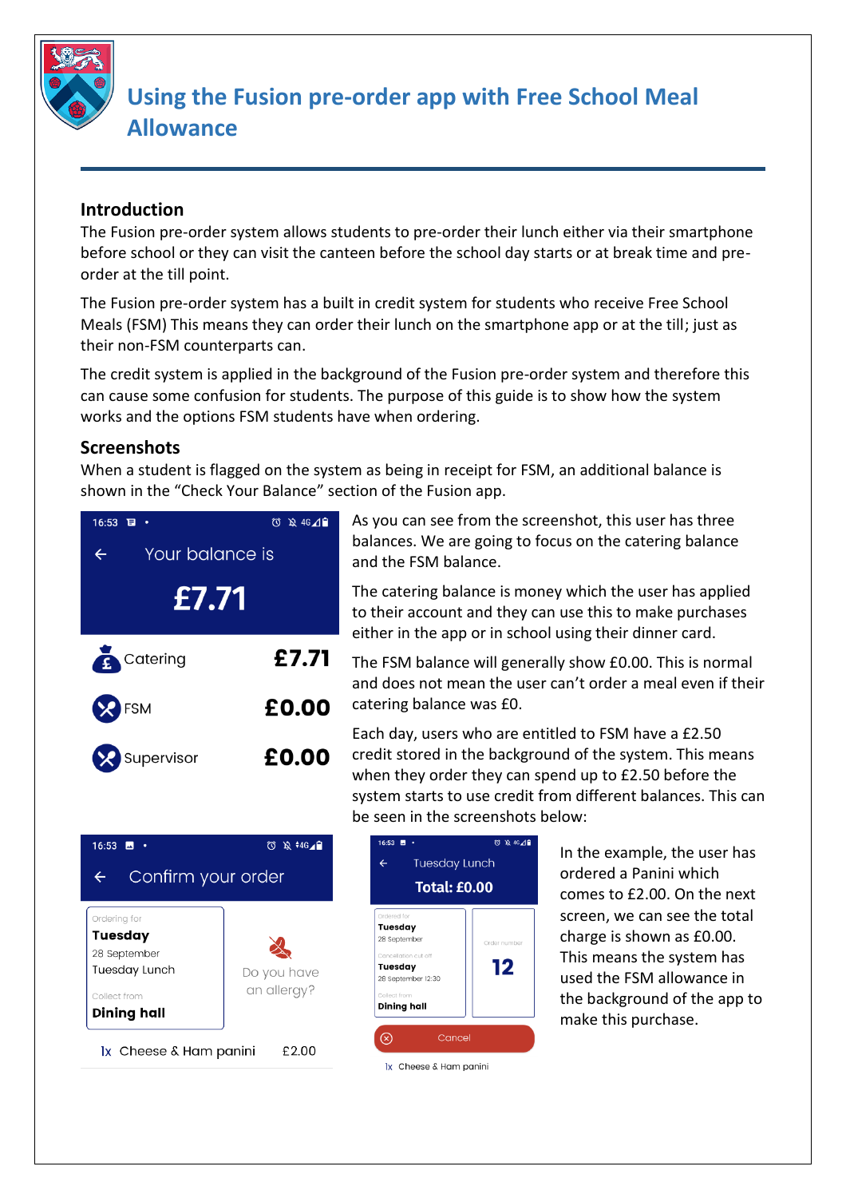# Using the Fusion pre-order app with Free School Meal Allowance

## Introduction

The Fusion pre-order system allows students to pre-order their lunch either via their smartphone before school or they can visit the canteen before the school day starts or at break time and pre-order at the till point.

The Fusion pre-order system has a built in credit system for students who receive Free School Meals (FSM) This means they can order their lunch on the smartphone app or at the till; just as their non-FSM counterparts can.

The credit system is applied in the background of the Fusion pre-order system and therefore this can cause some confusion for students. The purpose of this guide is to show how the system works and the options FSM students have when ordering.

## Screenshots

When a student is flagged on the system as being in receipt for FSM, an additional balance is shown in the "Check Your Balance" section of the Fusion app.

16:53

Your balance is

**£7.71**

| | |
|---|---|
| Catering | £7.71 |
| FSM | £0.00 |
| Supervisor | £0.00 |

As you can see from the screenshot, this user has three balances. We are going to focus on the catering balance and the FSM balance.

The catering balance is money which the user has applied to their account and they can use this to make purchases either in the app or in school using their dinner card.

The FSM balance will generally show £0.00. This is normal and does not mean the user can't order a meal even if their catering balance was £0.

Each day, users who are entitled to FSM have a £2.50 credit stored in the background of the system. This means when they order they can spend up to £2.50 before the system starts to use credit from different balances. This can be seen in the screenshots below:

16:53

Confirm your order

Ordering for
**Tuesday**
28 September
Tuesday Lunch

Collect from
**Dining hall**

Do you have an allergy?

1x Cheese & Ham panini £2.00

16:53

Tuesday Lunch

**Total: £0.00**

Ordered for
**Tuesday**
28 September

Cancellation cut off
**Tuesday**
28 September 12:30

Collect from
**Dining hall**

Order number
**12**

Cancel

1x Cheese & Ham panini

In the example, the user has ordered a Panini which comes to £2.00. On the next screen, we can see the total charge is shown as £0.00. This means the system has used the FSM allowance in the background of the app to make this purchase.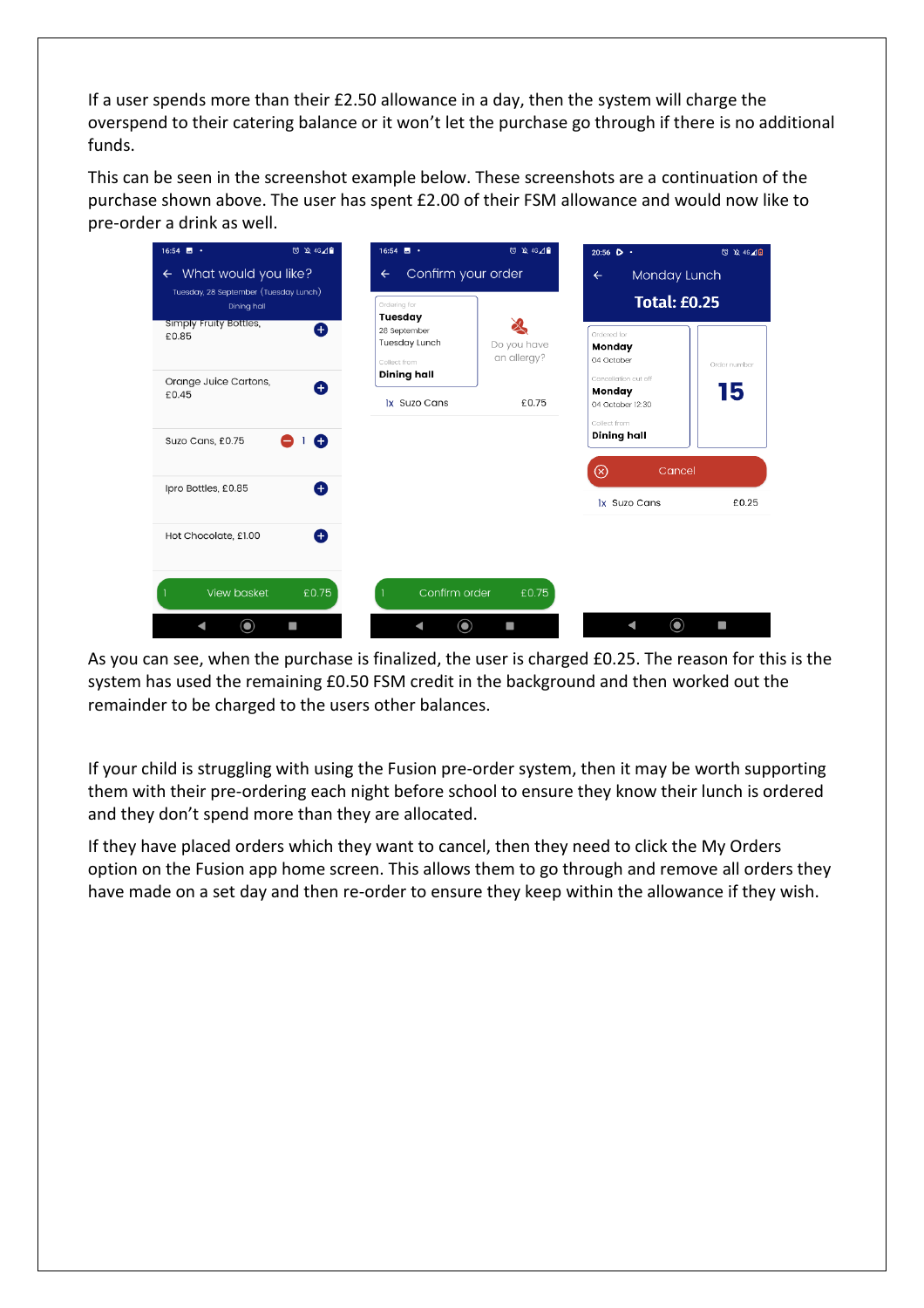If a user spends more than their £2.50 allowance in a day, then the system will charge the overspend to their catering balance or it won't let the purchase go through if there is no additional funds.

This can be seen in the screenshot example below. These screenshots are a continuation of the purchase shown above. The user has spent £2.00 of their FSM allowance and would now like to pre-order a drink as well.

As you can see, when the purchase is finalized, the user is charged £0.25. The reason for this is the system has used the remaining £0.50 FSM credit in the background and then worked out the remainder to be charged to the users other balances.

If your child is struggling with using the Fusion pre-order system, then it may be worth supporting them with their pre-ordering each night before school to ensure they know their lunch is ordered and they don't spend more than they are allocated.

If they have placed orders which they want to cancel, then they need to click the My Orders option on the Fusion app home screen. This allows them to go through and remove all orders they have made on a set day and then re-order to ensure they keep within the allowance if they wish.